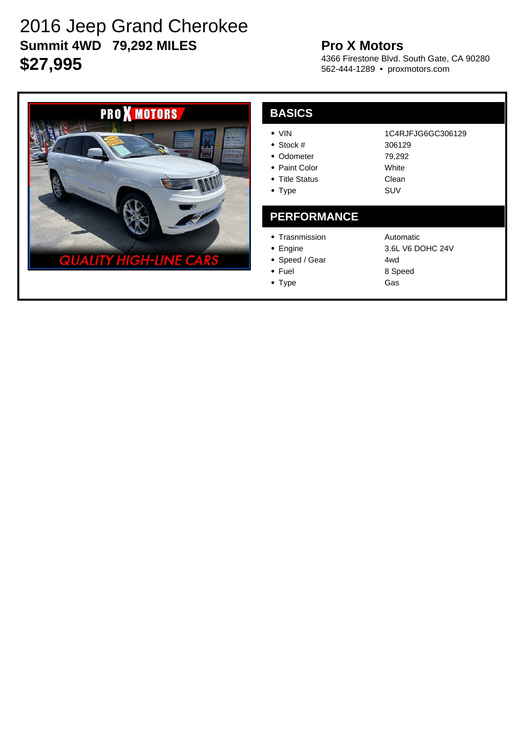# 2016 Jeep Grand Cherokee

**Summit 4WD   79,292 MILES**

**$27,995**

**Pro X Motors**

4366 Firestone Blvd. South Gate, CA 90280
562-444-1289 • proxmotors.com

## BASICS

| | |
|---|---|
| VIN | 1C4RJFJG6GC306129 |
| Stock # | 306129 |
| Odometer | 79,292 |
| Paint Color | White |
| Title Status | Clean |
| Type | SUV |

## PERFORMANCE

| | |
|---|---|
| Trasnmission | Automatic |
| Engine | 3.6L V6 DOHC 24V |
| Speed / Gear | 4wd |
| Fuel | 8 Speed |
| Type | Gas |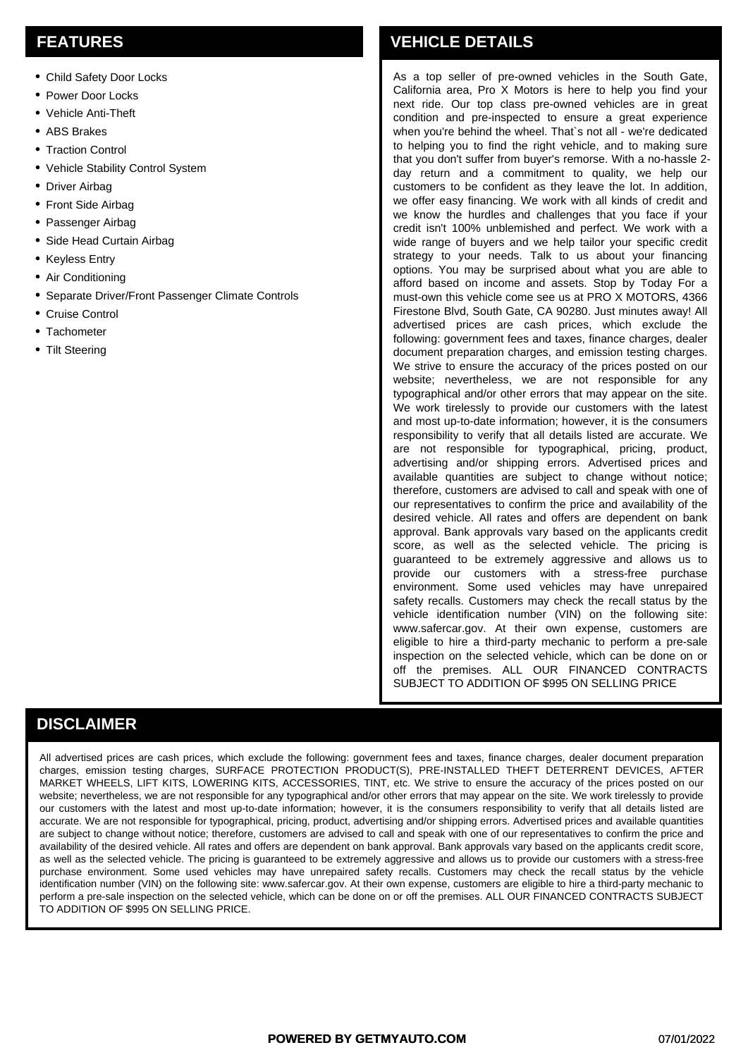## FEATURES

- Child Safety Door Locks
- Power Door Locks
- Vehicle Anti-Theft
- ABS Brakes
- Traction Control
- Vehicle Stability Control System
- Driver Airbag
- Front Side Airbag
- Passenger Airbag
- Side Head Curtain Airbag
- Keyless Entry
- Air Conditioning
- Separate Driver/Front Passenger Climate Controls
- Cruise Control
- Tachometer
- Tilt Steering

## VEHICLE DETAILS

As a top seller of pre-owned vehicles in the South Gate, California area, Pro X Motors is here to help you find your next ride. Our top class pre-owned vehicles are in great condition and pre-inspected to ensure a great experience when you're behind the wheel. That`s not all - we're dedicated to helping you to find the right vehicle, and to making sure that you don't suffer from buyer's remorse. With a no-hassle 2-day return and a commitment to quality, we help our customers to be confident as they leave the lot. In addition, we offer easy financing. We work with all kinds of credit and we know the hurdles and challenges that you face if your credit isn't 100% unblemished and perfect. We work with a wide range of buyers and we help tailor your specific credit strategy to your needs. Talk to us about your financing options. You may be surprised about what you are able to afford based on income and assets. Stop by Today For a must-own this vehicle come see us at PRO X MOTORS, 4366 Firestone Blvd, South Gate, CA 90280. Just minutes away! All advertised prices are cash prices, which exclude the following: government fees and taxes, finance charges, dealer document preparation charges, and emission testing charges. We strive to ensure the accuracy of the prices posted on our website; nevertheless, we are not responsible for any typographical and/or other errors that may appear on the site. We work tirelessly to provide our customers with the latest and most up-to-date information; however, it is the consumers responsibility to verify that all details listed are accurate. We are not responsible for typographical, pricing, product, advertising and/or shipping errors. Advertised prices and available quantities are subject to change without notice; therefore, customers are advised to call and speak with one of our representatives to confirm the price and availability of the desired vehicle. All rates and offers are dependent on bank approval. Bank approvals vary based on the applicants credit score, as well as the selected vehicle. The pricing is guaranteed to be extremely aggressive and allows us to provide our customers with a stress-free purchase environment. Some used vehicles may have unrepaired safety recalls. Customers may check the recall status by the vehicle identification number (VIN) on the following site: www.safercar.gov. At their own expense, customers are eligible to hire a third-party mechanic to perform a pre-sale inspection on the selected vehicle, which can be done on or off the premises. ALL OUR FINANCED CONTRACTS SUBJECT TO ADDITION OF $995 ON SELLING PRICE

## DISCLAIMER

All advertised prices are cash prices, which exclude the following: government fees and taxes, finance charges, dealer document preparation charges, emission testing charges, SURFACE PROTECTION PRODUCT(S), PRE-INSTALLED THEFT DETERRENT DEVICES, AFTER MARKET WHEELS, LIFT KITS, LOWERING KITS, ACCESSORIES, TINT, etc. We strive to ensure the accuracy of the prices posted on our website; nevertheless, we are not responsible for any typographical and/or other errors that may appear on the site. We work tirelessly to provide our customers with the latest and most up-to-date information; however, it is the consumers responsibility to verify that all details listed are accurate. We are not responsible for typographical, pricing, product, advertising and/or shipping errors. Advertised prices and available quantities are subject to change without notice; therefore, customers are advised to call and speak with one of our representatives to confirm the price and availability of the desired vehicle. All rates and offers are dependent on bank approval. Bank approvals vary based on the applicants credit score, as well as the selected vehicle. The pricing is guaranteed to be extremely aggressive and allows us to provide our customers with a stress-free purchase environment. Some used vehicles may have unrepaired safety recalls. Customers may check the recall status by the vehicle identification number (VIN) on the following site: www.safercar.gov. At their own expense, customers are eligible to hire a third-party mechanic to perform a pre-sale inspection on the selected vehicle, which can be done on or off the premises. ALL OUR FINANCED CONTRACTS SUBJECT TO ADDITION OF $995 ON SELLING PRICE.

**POWERED BY GETMYAUTO.COM** 07/01/2022